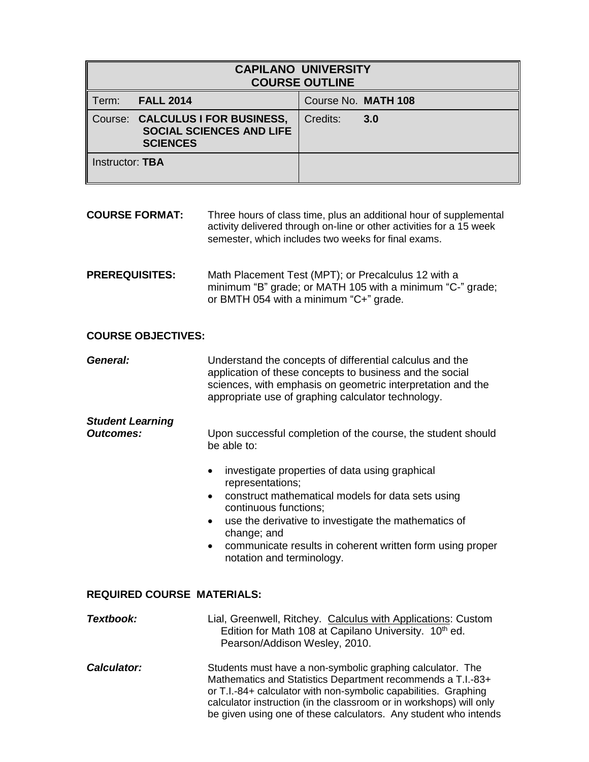| CAPILANO UNIVERSITY COURSE OUTLINE | |
|---|---|
| Term: **FALL 2014** | Course No. **MATH 108** |
| Course: **CALCULUS I FOR BUSINESS, SOCIAL SCIENCES AND LIFE SCIENCES** | Credits: **3.0** |
| Instructor: **TBA** | |

**COURSE FORMAT:** Three hours of class time, plus an additional hour of supplemental activity delivered through on-line or other activities for a 15 week semester, which includes two weeks for final exams.

**PREREQUISITES:** Math Placement Test (MPT); or Precalculus 12 with a minimum "B" grade; or MATH 105 with a minimum "C-" grade; or BMTH 054 with a minimum "C+" grade.

**COURSE OBJECTIVES:**

***General:*** Understand the concepts of differential calculus and the application of these concepts to business and the social sciences, with emphasis on geometric interpretation and the appropriate use of graphing calculator technology.

***Student Learning Outcomes:*** Upon successful completion of the course, the student should be able to:

- investigate properties of data using graphical representations;
- construct mathematical models for data sets using continuous functions;
- use the derivative to investigate the mathematics of change; and
- communicate results in coherent written form using proper notation and terminology.

**REQUIRED COURSE MATERIALS:**

***Textbook:*** Lial, Greenwell, Ritchey. Calculus with Applications: Custom Edition for Math 108 at Capilano University. 10th ed. Pearson/Addison Wesley, 2010.

***Calculator:*** Students must have a non-symbolic graphing calculator. The Mathematics and Statistics Department recommends a T.I.-83+ or T.I.-84+ calculator with non-symbolic capabilities. Graphing calculator instruction (in the classroom or in workshops) will only be given using one of these calculators. Any student who intends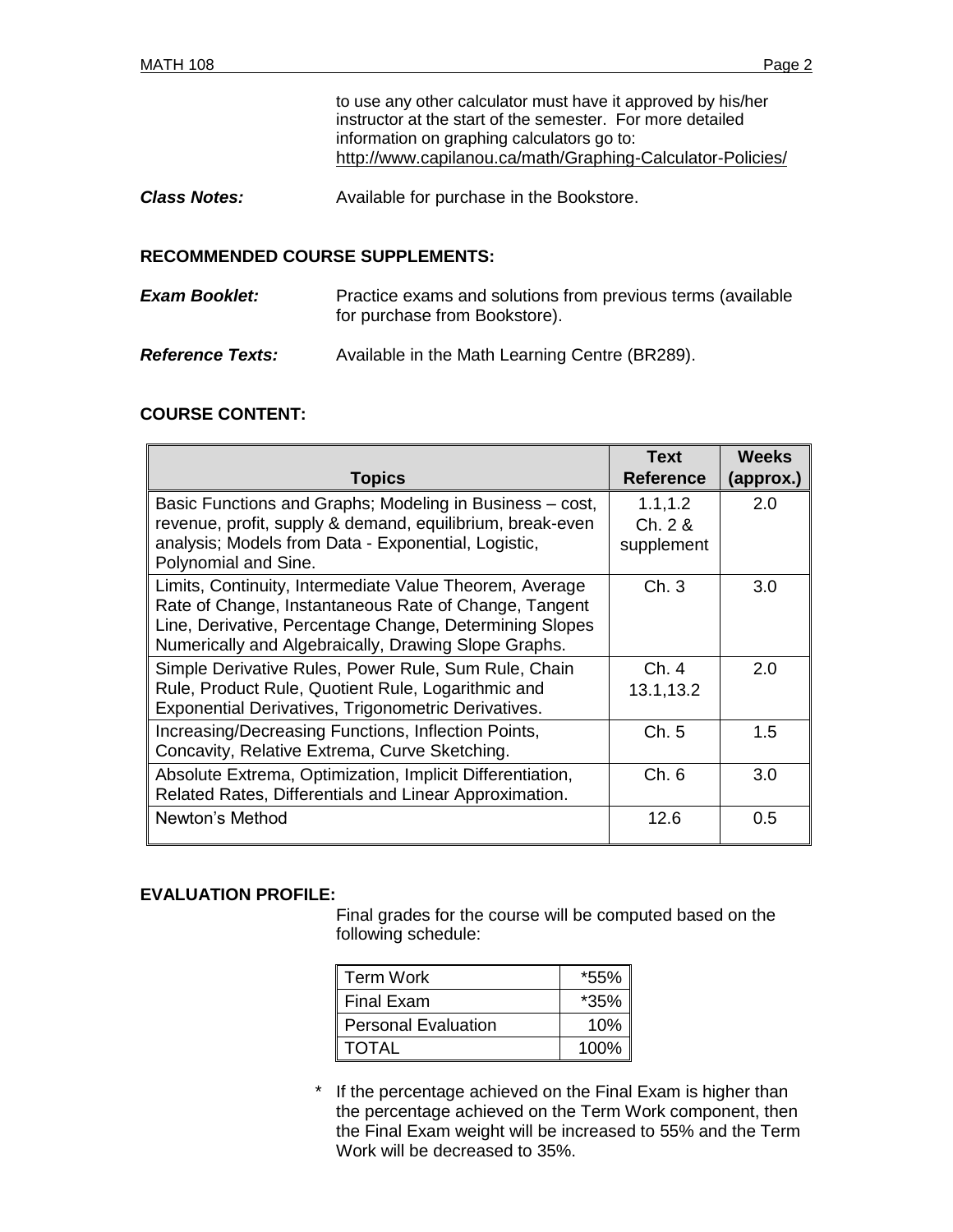to use any other calculator must have it approved by his/her instructor at the start of the semester. For more detailed information on graphing calculators go to: http://www.capilanou.ca/math/Graphing-Calculator-Policies/

***Class Notes:*** Available for purchase in the Bookstore.

## RECOMMENDED COURSE SUPPLEMENTS:

***Exam Booklet:*** Practice exams and solutions from previous terms (available for purchase from Bookstore).

***Reference Texts:*** Available in the Math Learning Centre (BR289).

## COURSE CONTENT:

| Topics | Text Reference | Weeks (approx.) |
|---|---|---|
| Basic Functions and Graphs; Modeling in Business – cost, revenue, profit, supply & demand, equilibrium, break-even analysis; Models from Data - Exponential, Logistic, Polynomial and Sine. | 1.1,1.2 Ch. 2 & supplement | 2.0 |
| Limits, Continuity, Intermediate Value Theorem, Average Rate of Change, Instantaneous Rate of Change, Tangent Line, Derivative, Percentage Change, Determining Slopes Numerically and Algebraically, Drawing Slope Graphs. | Ch. 3 | 3.0 |
| Simple Derivative Rules, Power Rule, Sum Rule, Chain Rule, Product Rule, Quotient Rule, Logarithmic and Exponential Derivatives, Trigonometric Derivatives. | Ch. 4 13.1,13.2 | 2.0 |
| Increasing/Decreasing Functions, Inflection Points, Concavity, Relative Extrema, Curve Sketching. | Ch. 5 | 1.5 |
| Absolute Extrema, Optimization, Implicit Differentiation, Related Rates, Differentials and Linear Approximation. | Ch. 6 | 3.0 |
| Newton's Method | 12.6 | 0.5 |

## EVALUATION PROFILE:

Final grades for the course will be computed based on the following schedule:

| Term Work | *55% |
|---|---|
| Final Exam | *35% |
| Personal Evaluation | 10% |
| TOTAL | 100% |

\* If the percentage achieved on the Final Exam is higher than the percentage achieved on the Term Work component, then the Final Exam weight will be increased to 55% and the Term Work will be decreased to 35%.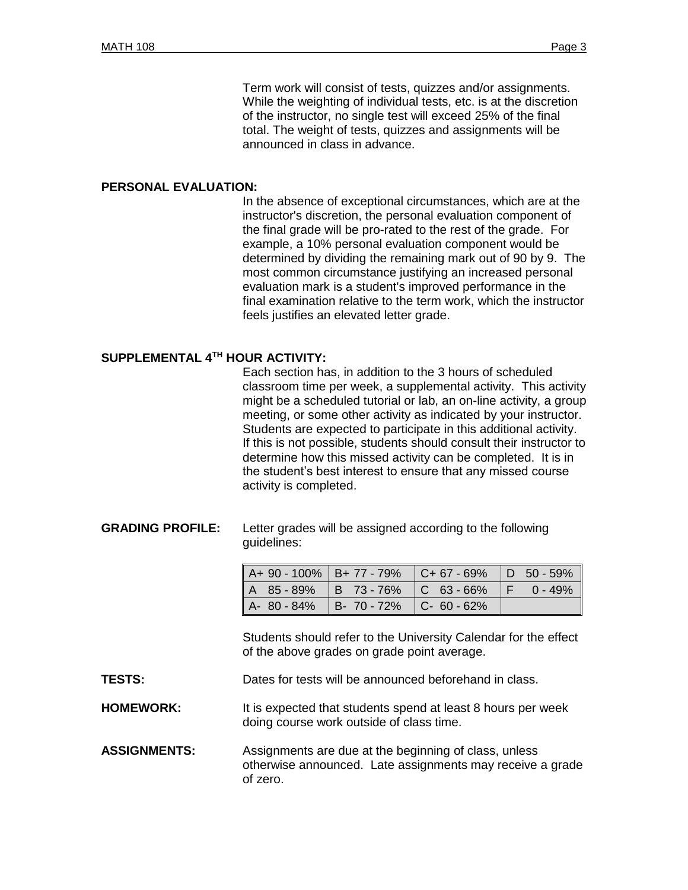Term work will consist of tests, quizzes and/or assignments. While the weighting of individual tests, etc. is at the discretion of the instructor, no single test will exceed 25% of the final total. The weight of tests, quizzes and assignments will be announced in class in advance.

**PERSONAL EVALUATION:**

In the absence of exceptional circumstances, which are at the instructor's discretion, the personal evaluation component of the final grade will be pro-rated to the rest of the grade. For example, a 10% personal evaluation component would be determined by dividing the remaining mark out of 90 by 9. The most common circumstance justifying an increased personal evaluation mark is a student's improved performance in the final examination relative to the term work, which the instructor feels justifies an elevated letter grade.

**SUPPLEMENTAL 4TH HOUR ACTIVITY:**

Each section has, in addition to the 3 hours of scheduled classroom time per week, a supplemental activity. This activity might be a scheduled tutorial or lab, an on-line activity, a group meeting, or some other activity as indicated by your instructor. Students are expected to participate in this additional activity. If this is not possible, students should consult their instructor to determine how this missed activity can be completed. It is in the student's best interest to ensure that any missed course activity is completed.

**GRADING PROFILE:** Letter grades will be assigned according to the following guidelines:

| | | | |
|---|---|---|---|
| A+ 90 - 100% | B+ 77 - 79% | C+ 67 - 69% | D 50 - 59% |
| A 85 - 89% | B 73 - 76% | C 63 - 66% | F 0 - 49% |
| A- 80 - 84% | B- 70 - 72% | C- 60 - 62% | |

Students should refer to the University Calendar for the effect of the above grades on grade point average.

**TESTS:** Dates for tests will be announced beforehand in class.

**HOMEWORK:** It is expected that students spend at least 8 hours per week doing course work outside of class time.

**ASSIGNMENTS:** Assignments are due at the beginning of class, unless otherwise announced. Late assignments may receive a grade of zero.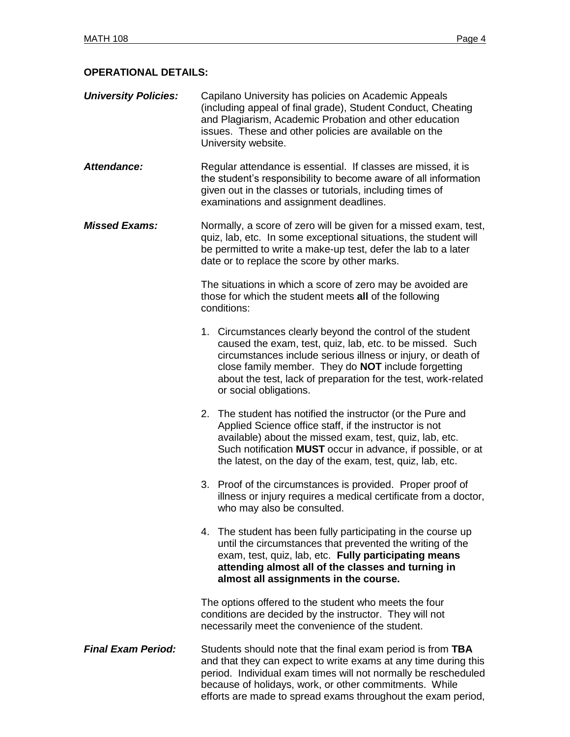**OPERATIONAL DETAILS:**

***University Policies:*** Capilano University has policies on Academic Appeals (including appeal of final grade), Student Conduct, Cheating and Plagiarism, Academic Probation and other education issues. These and other policies are available on the University website.

***Attendance:*** Regular attendance is essential. If classes are missed, it is the student's responsibility to become aware of all information given out in the classes or tutorials, including times of examinations and assignment deadlines.

***Missed Exams:*** Normally, a score of zero will be given for a missed exam, test, quiz, lab, etc. In some exceptional situations, the student will be permitted to write a make-up test, defer the lab to a later date or to replace the score by other marks.

The situations in which a score of zero may be avoided are those for which the student meets **all** of the following conditions:

1. Circumstances clearly beyond the control of the student caused the exam, test, quiz, lab, etc. to be missed. Such circumstances include serious illness or injury, or death of close family member. They do **NOT** include forgetting about the test, lack of preparation for the test, work-related or social obligations.

2. The student has notified the instructor (or the Pure and Applied Science office staff, if the instructor is not available) about the missed exam, test, quiz, lab, etc. Such notification **MUST** occur in advance, if possible, or at the latest, on the day of the exam, test, quiz, lab, etc.

3. Proof of the circumstances is provided. Proper proof of illness or injury requires a medical certificate from a doctor, who may also be consulted.

4. The student has been fully participating in the course up until the circumstances that prevented the writing of the exam, test, quiz, lab, etc. **Fully participating means attending almost all of the classes and turning in almost all assignments in the course.**

The options offered to the student who meets the four conditions are decided by the instructor. They will not necessarily meet the convenience of the student.

***Final Exam Period:*** Students should note that the final exam period is from **TBA** and that they can expect to write exams at any time during this period. Individual exam times will not normally be rescheduled because of holidays, work, or other commitments. While efforts are made to spread exams throughout the exam period,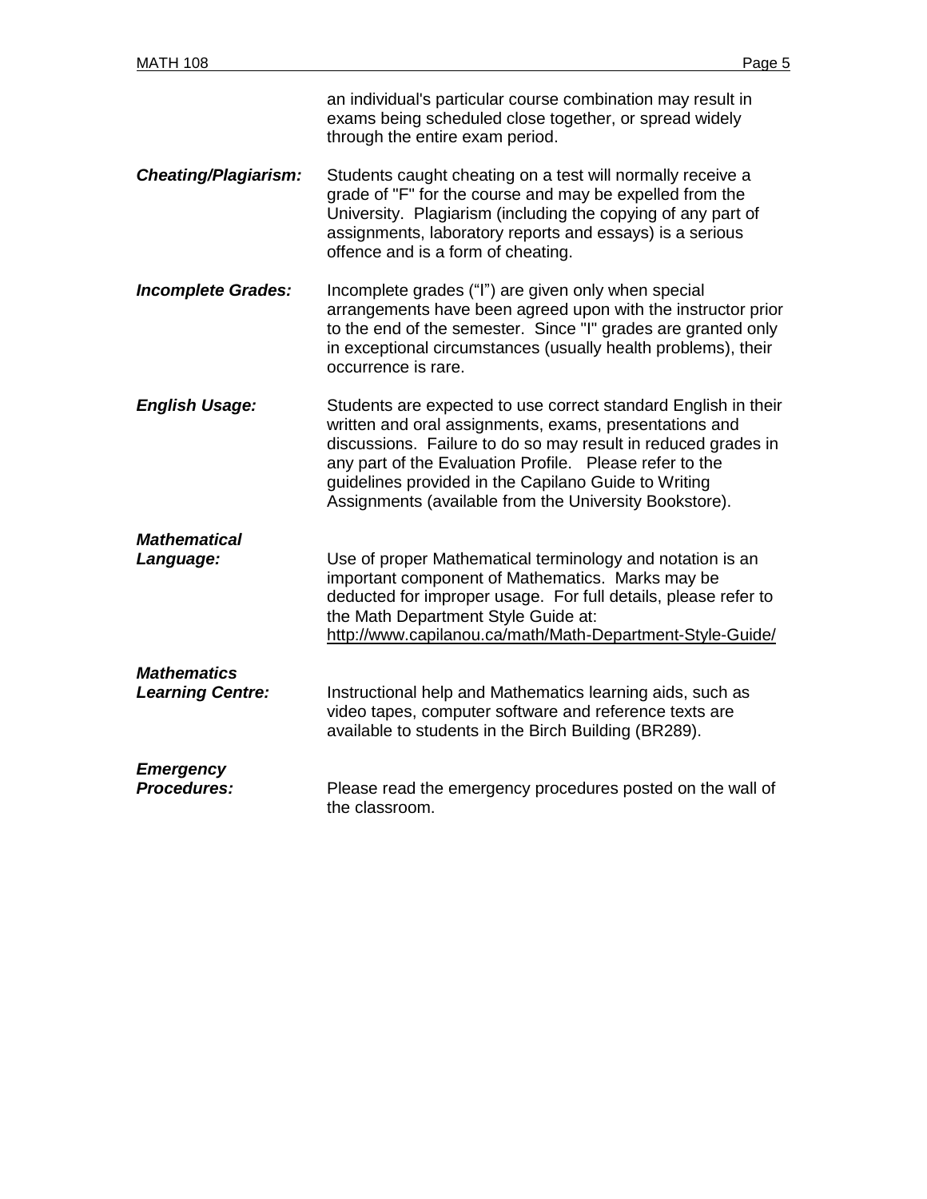an individual's particular course combination may result in exams being scheduled close together, or spread widely through the entire exam period.

***Cheating/Plagiarism:*** Students caught cheating on a test will normally receive a grade of "F" for the course and may be expelled from the University. Plagiarism (including the copying of any part of assignments, laboratory reports and essays) is a serious offence and is a form of cheating.

***Incomplete Grades:*** Incomplete grades ("I") are given only when special arrangements have been agreed upon with the instructor prior to the end of the semester. Since "I" grades are granted only in exceptional circumstances (usually health problems), their occurrence is rare.

***English Usage:*** Students are expected to use correct standard English in their written and oral assignments, exams, presentations and discussions. Failure to do so may result in reduced grades in any part of the Evaluation Profile. Please refer to the guidelines provided in the Capilano Guide to Writing Assignments (available from the University Bookstore).

***Mathematical Language:*** Use of proper Mathematical terminology and notation is an important component of Mathematics. Marks may be deducted for improper usage. For full details, please refer to the Math Department Style Guide at: http://www.capilanou.ca/math/Math-Department-Style-Guide/

***Mathematics Learning Centre:*** Instructional help and Mathematics learning aids, such as video tapes, computer software and reference texts are available to students in the Birch Building (BR289).

***Emergency Procedures:*** Please read the emergency procedures posted on the wall of the classroom.